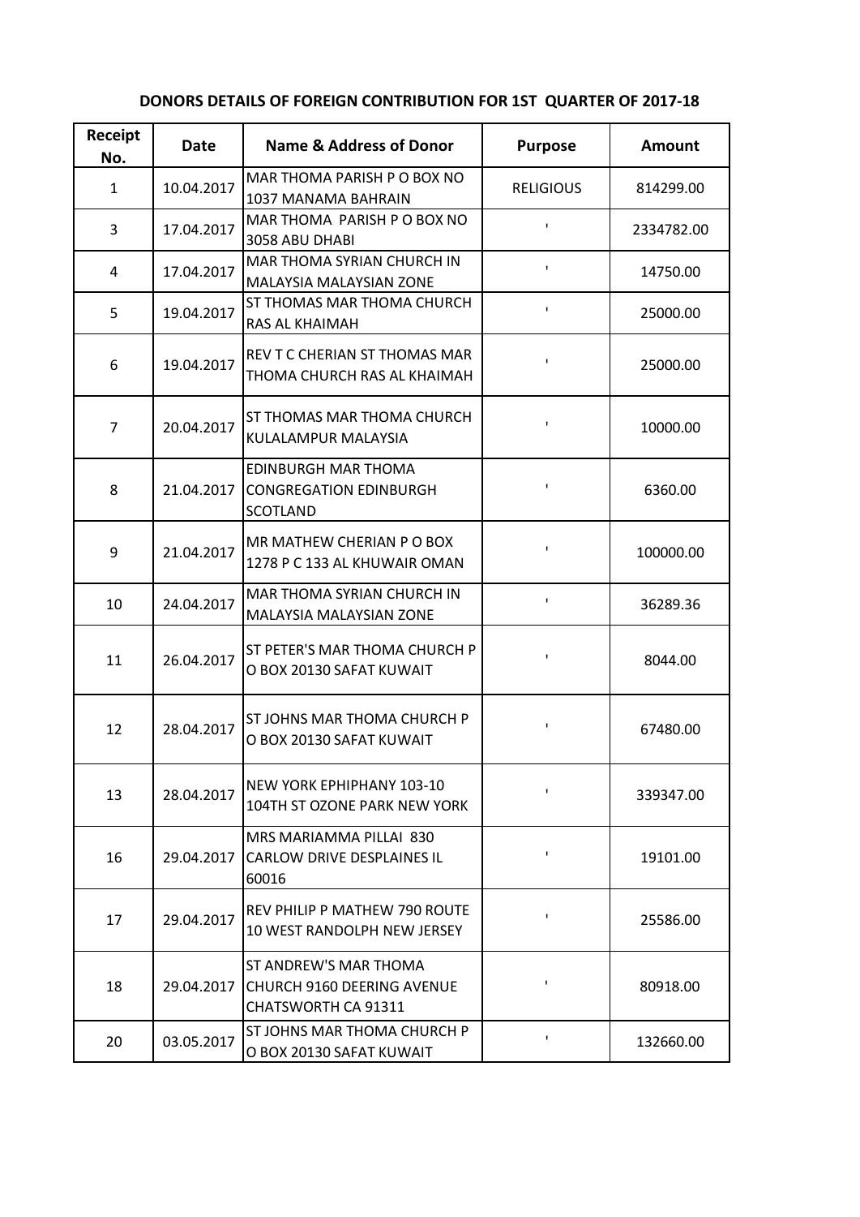## DONORS DETAILS OF FOREIGN CONTRIBUTION FOR 1ST QUARTER OF 2017-18

| Receipt No. | Date | Name & Address of Donor | Purpose | Amount |
|---|---|---|---|---|
| 1 | 10.04.2017 | MAR THOMA PARISH P O BOX NO 1037 MANAMA BAHRAIN | RELIGIOUS | 814299.00 |
| 3 | 17.04.2017 | MAR THOMA PARISH P O BOX NO 3058 ABU DHABI | ' | 2334782.00 |
| 4 | 17.04.2017 | MAR THOMA SYRIAN CHURCH IN MALAYSIA MALAYSIAN ZONE | ' | 14750.00 |
| 5 | 19.04.2017 | ST THOMAS MAR THOMA CHURCH RAS AL KHAIMAH | ' | 25000.00 |
| 6 | 19.04.2017 | REV T C CHERIAN ST THOMAS MAR THOMA CHURCH RAS AL KHAIMAH | ' | 25000.00 |
| 7 | 20.04.2017 | ST THOMAS MAR THOMA CHURCH KULALAMPUR MALAYSIA | ' | 10000.00 |
| 8 | 21.04.2017 | EDINBURGH MAR THOMA CONGREGATION EDINBURGH SCOTLAND | ' | 6360.00 |
| 9 | 21.04.2017 | MR MATHEW CHERIAN P O BOX 1278 P C 133 AL KHUWAIR OMAN | ' | 100000.00 |
| 10 | 24.04.2017 | MAR THOMA SYRIAN CHURCH IN MALAYSIA MALAYSIAN ZONE | ' | 36289.36 |
| 11 | 26.04.2017 | ST PETER'S MAR THOMA CHURCH P O BOX 20130 SAFAT KUWAIT | ' | 8044.00 |
| 12 | 28.04.2017 | ST JOHNS MAR THOMA CHURCH P O BOX 20130 SAFAT KUWAIT | ' | 67480.00 |
| 13 | 28.04.2017 | NEW YORK EPHIPHANY 103-10 104TH ST OZONE PARK NEW YORK | ' | 339347.00 |
| 16 | 29.04.2017 | MRS MARIAMMA PILLAI 830 CARLOW DRIVE DESPLAINES IL 60016 | ' | 19101.00 |
| 17 | 29.04.2017 | REV PHILIP P MATHEW 790 ROUTE 10 WEST RANDOLPH NEW JERSEY | ' | 25586.00 |
| 18 | 29.04.2017 | ST ANDREW'S MAR THOMA CHURCH 9160 DEERING AVENUE CHATSWORTH CA 91311 | ' | 80918.00 |
| 20 | 03.05.2017 | ST JOHNS MAR THOMA CHURCH P O BOX 20130 SAFAT KUWAIT | ' | 132660.00 |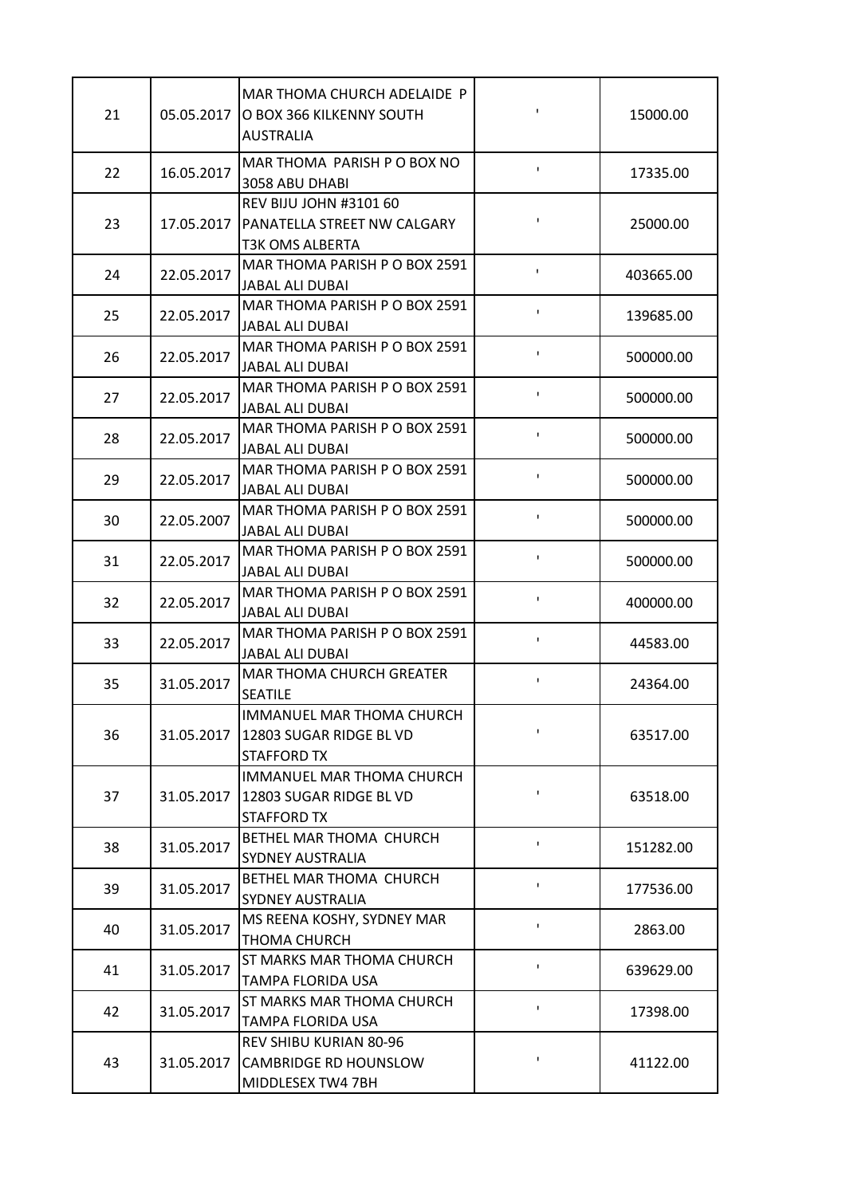| | | | | |
|---|---|---|---|---|
| 21 | 05.05.2017 | MAR THOMA CHURCH ADELAIDE P O BOX 366 KILKENNY SOUTH AUSTRALIA | ' | 15000.00 |
| 22 | 16.05.2017 | MAR THOMA PARISH P O BOX NO 3058 ABU DHABI | ' | 17335.00 |
| 23 | 17.05.2017 | REV BIJU JOHN #3101 60 PANATELLA STREET NW CALGARY T3K OMS ALBERTA | ' | 25000.00 |
| 24 | 22.05.2017 | MAR THOMA PARISH P O BOX 2591 JABAL ALI DUBAI | ' | 403665.00 |
| 25 | 22.05.2017 | MAR THOMA PARISH P O BOX 2591 JABAL ALI DUBAI | ' | 139685.00 |
| 26 | 22.05.2017 | MAR THOMA PARISH P O BOX 2591 JABAL ALI DUBAI | ' | 500000.00 |
| 27 | 22.05.2017 | MAR THOMA PARISH P O BOX 2591 JABAL ALI DUBAI | ' | 500000.00 |
| 28 | 22.05.2017 | MAR THOMA PARISH P O BOX 2591 JABAL ALI DUBAI | ' | 500000.00 |
| 29 | 22.05.2017 | MAR THOMA PARISH P O BOX 2591 JABAL ALI DUBAI | ' | 500000.00 |
| 30 | 22.05.2007 | MAR THOMA PARISH P O BOX 2591 JABAL ALI DUBAI | ' | 500000.00 |
| 31 | 22.05.2017 | MAR THOMA PARISH P O BOX 2591 JABAL ALI DUBAI | ' | 500000.00 |
| 32 | 22.05.2017 | MAR THOMA PARISH P O BOX 2591 JABAL ALI DUBAI | ' | 400000.00 |
| 33 | 22.05.2017 | MAR THOMA PARISH P O BOX 2591 JABAL ALI DUBAI | ' | 44583.00 |
| 35 | 31.05.2017 | MAR THOMA CHURCH GREATER SEATILE | ' | 24364.00 |
| 36 | 31.05.2017 | IMMANUEL MAR THOMA CHURCH 12803 SUGAR RIDGE BL VD STAFFORD TX | ' | 63517.00 |
| 37 | 31.05.2017 | IMMANUEL MAR THOMA CHURCH 12803 SUGAR RIDGE BL VD STAFFORD TX | ' | 63518.00 |
| 38 | 31.05.2017 | BETHEL MAR THOMA CHURCH SYDNEY AUSTRALIA | ' | 151282.00 |
| 39 | 31.05.2017 | BETHEL MAR THOMA CHURCH SYDNEY AUSTRALIA | ' | 177536.00 |
| 40 | 31.05.2017 | MS REENA KOSHY, SYDNEY MAR THOMA CHURCH | ' | 2863.00 |
| 41 | 31.05.2017 | ST MARKS MAR THOMA CHURCH TAMPA FLORIDA USA | ' | 639629.00 |
| 42 | 31.05.2017 | ST MARKS MAR THOMA CHURCH TAMPA FLORIDA USA | ' | 17398.00 |
| 43 | 31.05.2017 | REV SHIBU KURIAN 80-96 CAMBRIDGE RD HOUNSLOW MIDDLESEX TW4 7BH | ' | 41122.00 |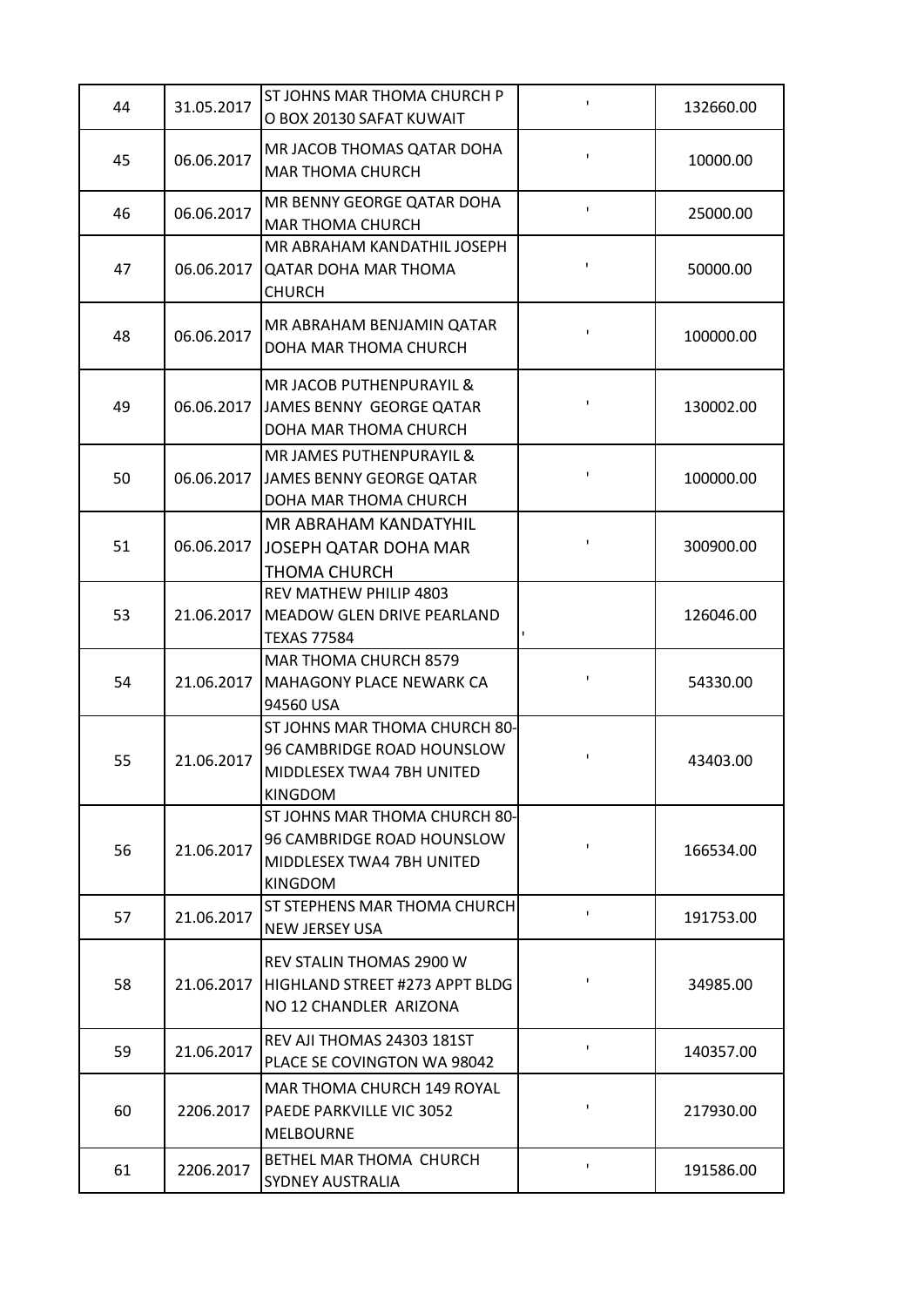| | | | | |
|---|---|---|---|---|
| 44 | 31.05.2017 | ST JOHNS MAR THOMA CHURCH P O BOX 20130 SAFAT KUWAIT | ' | 132660.00 |
| 45 | 06.06.2017 | MR JACOB THOMAS QATAR DOHA MAR THOMA CHURCH | ' | 10000.00 |
| 46 | 06.06.2017 | MR BENNY GEORGE QATAR DOHA MAR THOMA CHURCH | ' | 25000.00 |
| 47 | 06.06.2017 | MR ABRAHAM KANDATHIL JOSEPH QATAR DOHA MAR THOMA CHURCH | ' | 50000.00 |
| 48 | 06.06.2017 | MR ABRAHAM BENJAMIN QATAR DOHA MAR THOMA CHURCH | ' | 100000.00 |
| 49 | 06.06.2017 | MR JACOB PUTHENPURAYIL & JAMES BENNY GEORGE QATAR DOHA MAR THOMA CHURCH | ' | 130002.00 |
| 50 | 06.06.2017 | MR JAMES PUTHENPURAYIL & JAMES BENNY GEORGE QATAR DOHA MAR THOMA CHURCH | ' | 100000.00 |
| 51 | 06.06.2017 | MR ABRAHAM KANDATYHIL JOSEPH QATAR DOHA MAR THOMA CHURCH | ' | 300900.00 |
| 53 | 21.06.2017 | REV MATHEW PHILIP 4803 MEADOW GLEN DRIVE PEARLAND TEXAS 77584 | ' | 126046.00 |
| 54 | 21.06.2017 | MAR THOMA CHURCH 8579 MAHAGONY PLACE NEWARK CA 94560 USA | ' | 54330.00 |
| 55 | 21.06.2017 | ST JOHNS MAR THOMA CHURCH 80-96 CAMBRIDGE ROAD HOUNSLOW MIDDLESEX TWA4 7BH UNITED KINGDOM | ' | 43403.00 |
| 56 | 21.06.2017 | ST JOHNS MAR THOMA CHURCH 80-96 CAMBRIDGE ROAD HOUNSLOW MIDDLESEX TWA4 7BH UNITED KINGDOM | ' | 166534.00 |
| 57 | 21.06.2017 | ST STEPHENS MAR THOMA CHURCH NEW JERSEY USA | ' | 191753.00 |
| 58 | 21.06.2017 | REV STALIN THOMAS 2900 W HIGHLAND STREET #273 APPT BLDG NO 12 CHANDLER ARIZONA | ' | 34985.00 |
| 59 | 21.06.2017 | REV AJI THOMAS 24303 181ST PLACE SE COVINGTON WA 98042 | ' | 140357.00 |
| 60 | 2206.2017 | MAR THOMA CHURCH 149 ROYAL PAEDE PARKVILLE VIC 3052 MELBOURNE | ' | 217930.00 |
| 61 | 2206.2017 | BETHEL MAR THOMA CHURCH SYDNEY AUSTRALIA | ' | 191586.00 |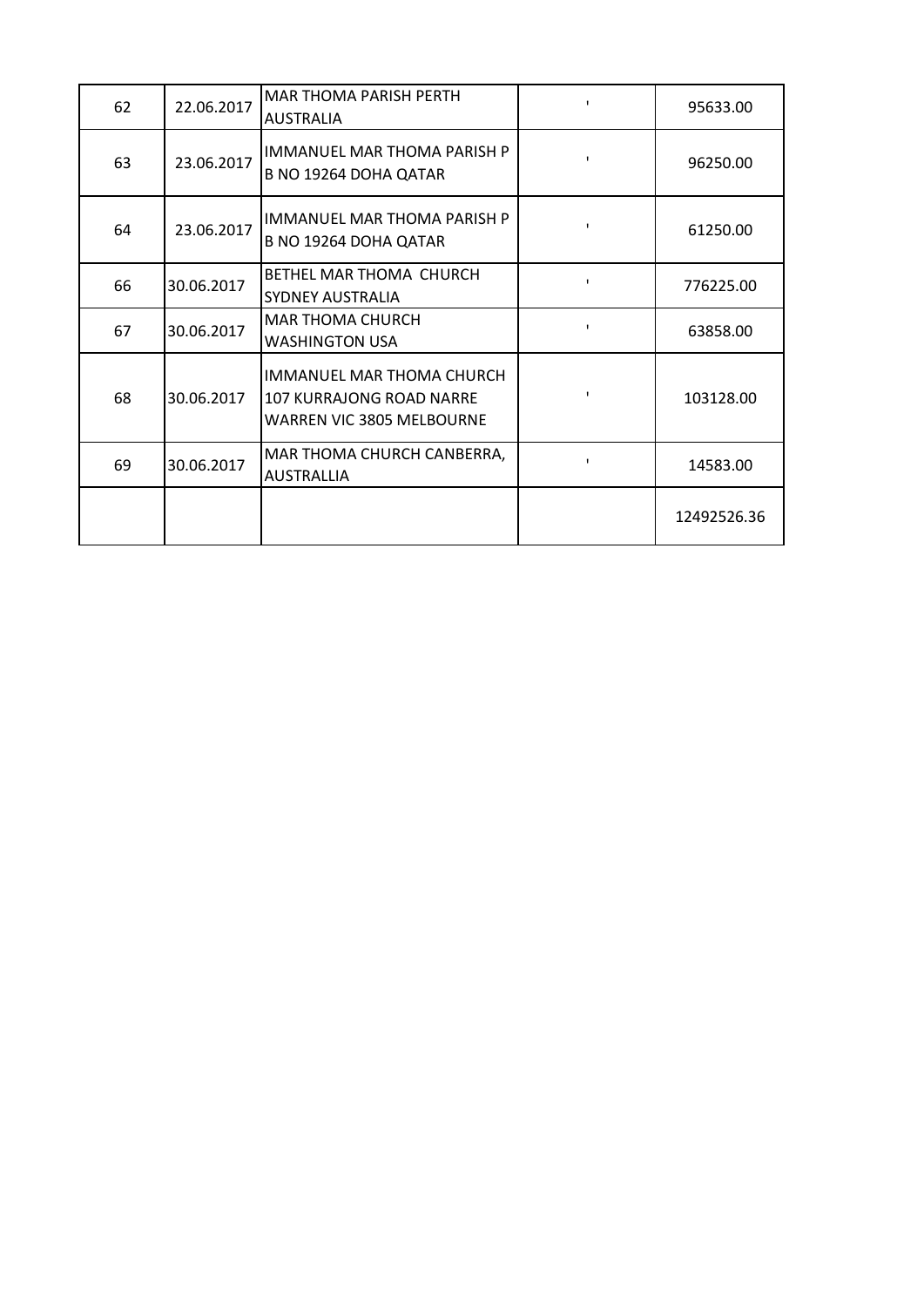| | | | | |
|---|---|---|---|---|
| 62 | 22.06.2017 | MAR THOMA PARISH PERTH AUSTRALIA | ' | 95633.00 |
| 63 | 23.06.2017 | IMMANUEL MAR THOMA PARISH P B NO 19264 DOHA QATAR | ' | 96250.00 |
| 64 | 23.06.2017 | IMMANUEL MAR THOMA PARISH P B NO 19264 DOHA QATAR | ' | 61250.00 |
| 66 | 30.06.2017 | BETHEL MAR THOMA CHURCH SYDNEY AUSTRALIA | ' | 776225.00 |
| 67 | 30.06.2017 | MAR THOMA CHURCH WASHINGTON USA | ' | 63858.00 |
| 68 | 30.06.2017 | IMMANUEL MAR THOMA CHURCH 107 KURRAJONG ROAD NARRE WARREN VIC 3805 MELBOURNE | ' | 103128.00 |
| 69 | 30.06.2017 | MAR THOMA CHURCH CANBERRA, AUSTRALLIA | ' | 14583.00 |
| | | | | 12492526.36 |